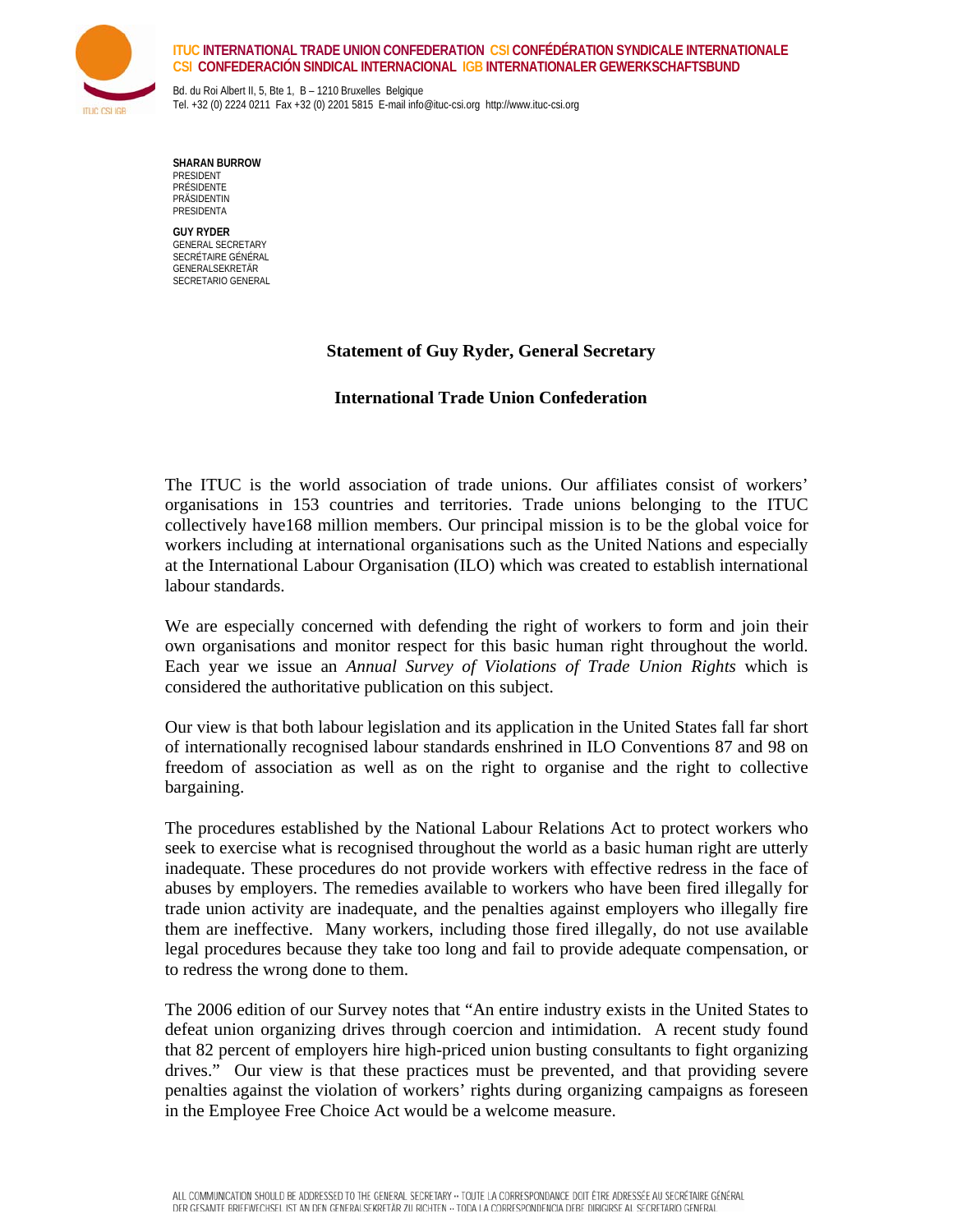**ITUC** INTERNATIONAL TRADE UNION CONFEDERATION **CSI** CONFÉDÉRATION SYNDICALE INTERNATIONALE
**CSI** CONFEDERACIÓN SINDICAL INTERNACIONAL **IGB** INTERNATIONALER GEWERKSCHAFTSBUND

Bd. du Roi Albert II, 5, Bte 1, B – 1210 Bruxelles Belgique
Tel. +32 (0) 2224 0211 Fax +32 (0) 2201 5815 E-mail info@ituc-csi.org http://www.ituc-csi.org

**SHARAN BURROW**
PRESIDENT
PRÉSIDENTE
PRÄSIDENTIN
PRESIDENTA

**GUY RYDER**
GENERAL SECRETARY
SECRÉTAIRE GÉNÉRAL
GENERALSEKRETÄR
SECRETARIO GENERAL

**Statement of Guy Ryder, General Secretary**

**International Trade Union Confederation**

The ITUC is the world association of trade unions. Our affiliates consist of workers' organisations in 153 countries and territories. Trade unions belonging to the ITUC collectively have168 million members. Our principal mission is to be the global voice for workers including at international organisations such as the United Nations and especially at the International Labour Organisation (ILO) which was created to establish international labour standards.

We are especially concerned with defending the right of workers to form and join their own organisations and monitor respect for this basic human right throughout the world. Each year we issue an *Annual Survey of Violations of Trade Union Rights* which is considered the authoritative publication on this subject.

Our view is that both labour legislation and its application in the United States fall far short of internationally recognised labour standards enshrined in ILO Conventions 87 and 98 on freedom of association as well as on the right to organise and the right to collective bargaining.

The procedures established by the National Labour Relations Act to protect workers who seek to exercise what is recognised throughout the world as a basic human right are utterly inadequate. These procedures do not provide workers with effective redress in the face of abuses by employers. The remedies available to workers who have been fired illegally for trade union activity are inadequate, and the penalties against employers who illegally fire them are ineffective. Many workers, including those fired illegally, do not use available legal procedures because they take too long and fail to provide adequate compensation, or to redress the wrong done to them.

The 2006 edition of our Survey notes that "An entire industry exists in the United States to defeat union organizing drives through coercion and intimidation. A recent study found that 82 percent of employers hire high-priced union busting consultants to fight organizing drives." Our view is that these practices must be prevented, and that providing severe penalties against the violation of workers' rights during organizing campaigns as foreseen in the Employee Free Choice Act would be a welcome measure.

ALL COMMUNICATION SHOULD BE ADDRESSED TO THE GENERAL SECRETARY ·· TOUTE LA CORRESPONDANCE DOIT ÊTRE ADRESSÉE AU SECRÉTAIRE GÉNÉRAL
DER GESAMTE BRIEFWECHSEL IST AN DEN GENERALSEKRETÄR ZU RICHTEN ·· TODA LA CORRESPONDENCIA DEBE DIRIGIRSE AL SECRETARIO GENERAL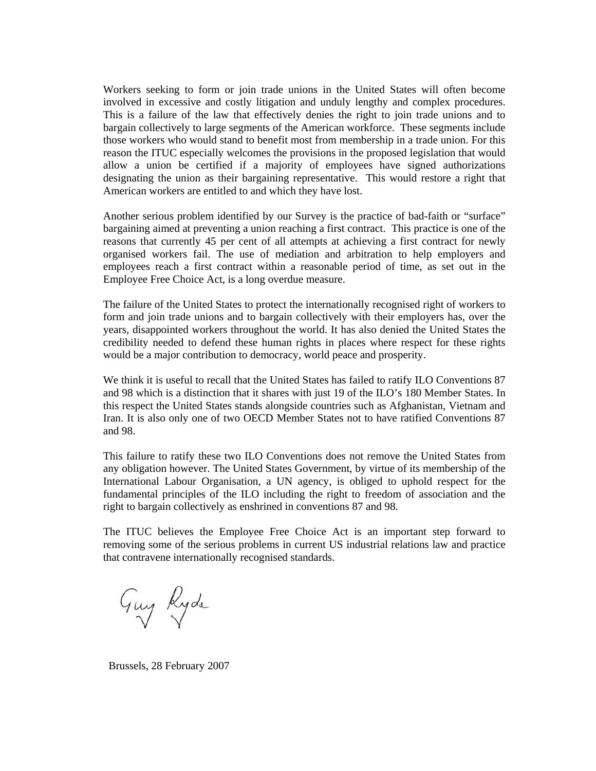Workers seeking to form or join trade unions in the United States will often become involved in excessive and costly litigation and unduly lengthy and complex procedures. This is a failure of the law that effectively denies the right to join trade unions and to bargain collectively to large segments of the American workforce. These segments include those workers who would stand to benefit most from membership in a trade union. For this reason the ITUC especially welcomes the provisions in the proposed legislation that would allow a union be certified if a majority of employees have signed authorizations designating the union as their bargaining representative. This would restore a right that American workers are entitled to and which they have lost.

Another serious problem identified by our Survey is the practice of bad-faith or "surface" bargaining aimed at preventing a union reaching a first contract. This practice is one of the reasons that currently 45 per cent of all attempts at achieving a first contract for newly organised workers fail. The use of mediation and arbitration to help employers and employees reach a first contract within a reasonable period of time, as set out in the Employee Free Choice Act, is a long overdue measure.

The failure of the United States to protect the internationally recognised right of workers to form and join trade unions and to bargain collectively with their employers has, over the years, disappointed workers throughout the world. It has also denied the United States the credibility needed to defend these human rights in places where respect for these rights would be a major contribution to democracy, world peace and prosperity.

We think it is useful to recall that the United States has failed to ratify ILO Conventions 87 and 98 which is a distinction that it shares with just 19 of the ILO's 180 Member States. In this respect the United States stands alongside countries such as Afghanistan, Vietnam and Iran. It is also only one of two OECD Member States not to have ratified Conventions 87 and 98.

This failure to ratify these two ILO Conventions does not remove the United States from any obligation however. The United States Government, by virtue of its membership of the International Labour Organisation, a UN agency, is obliged to uphold respect for the fundamental principles of the ILO including the right to freedom of association and the right to bargain collectively as enshrined in conventions 87 and 98.

The ITUC believes the Employee Free Choice Act is an important step forward to removing some of the serious problems in current US industrial relations law and practice that contravene internationally recognised standards.

Guy Ryder

Brussels, 28 February 2007